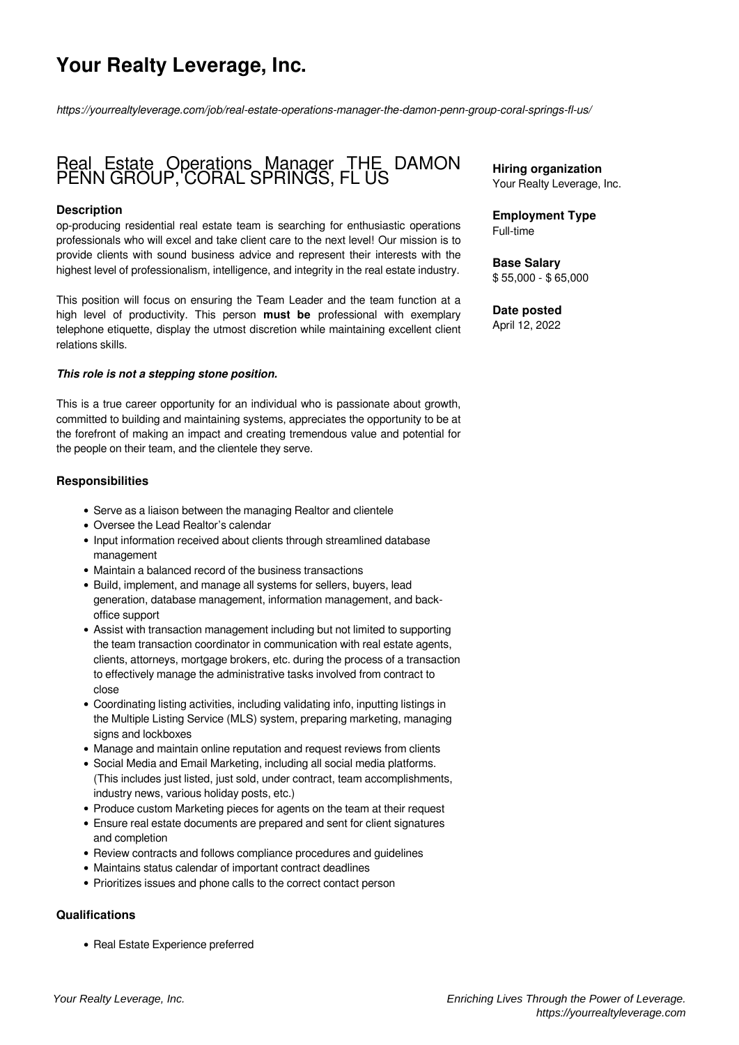# Your Realty Leverage, Inc.

*https://yourrealtyleverage.com/job/real-estate-operations-manager-the-damon-penn-group-coral-springs-fl-us/*

## Real Estate Operations Manager THE DAMON PENN GROUP, CORAL SPRINGS, FL US

**Hiring organization**
Your Realty Leverage, Inc.

**Employment Type**
Full-time

**Base Salary**
$ 55,000 - $ 65,000

**Date posted**
April 12, 2022

### Description

op-producing residential real estate team is searching for enthusiastic operations professionals who will excel and take client care to the next level! Our mission is to provide clients with sound business advice and represent their interests with the highest level of professionalism, intelligence, and integrity in the real estate industry.

This position will focus on ensuring the Team Leader and the team function at a high level of productivity. This person **must be** professional with exemplary telephone etiquette, display the utmost discretion while maintaining excellent client relations skills.

***This role is not a stepping stone position.***

This is a true career opportunity for an individual who is passionate about growth, committed to building and maintaining systems, appreciates the opportunity to be at the forefront of making an impact and creating tremendous value and potential for the people on their team, and the clientele they serve.

### Responsibilities

- Serve as a liaison between the managing Realtor and clientele
- Oversee the Lead Realtor's calendar
- Input information received about clients through streamlined database management
- Maintain a balanced record of the business transactions
- Build, implement, and manage all systems for sellers, buyers, lead generation, database management, information management, and back-office support
- Assist with transaction management including but not limited to supporting the team transaction coordinator in communication with real estate agents, clients, attorneys, mortgage brokers, etc. during the process of a transaction to effectively manage the administrative tasks involved from contract to close
- Coordinating listing activities, including validating info, inputting listings in the Multiple Listing Service (MLS) system, preparing marketing, managing signs and lockboxes
- Manage and maintain online reputation and request reviews from clients
- Social Media and Email Marketing, including all social media platforms. (This includes just listed, just sold, under contract, team accomplishments, industry news, various holiday posts, etc.)
- Produce custom Marketing pieces for agents on the team at their request
- Ensure real estate documents are prepared and sent for client signatures and completion
- Review contracts and follows compliance procedures and guidelines
- Maintains status calendar of important contract deadlines
- Prioritizes issues and phone calls to the correct contact person

### Qualifications

- Real Estate Experience preferred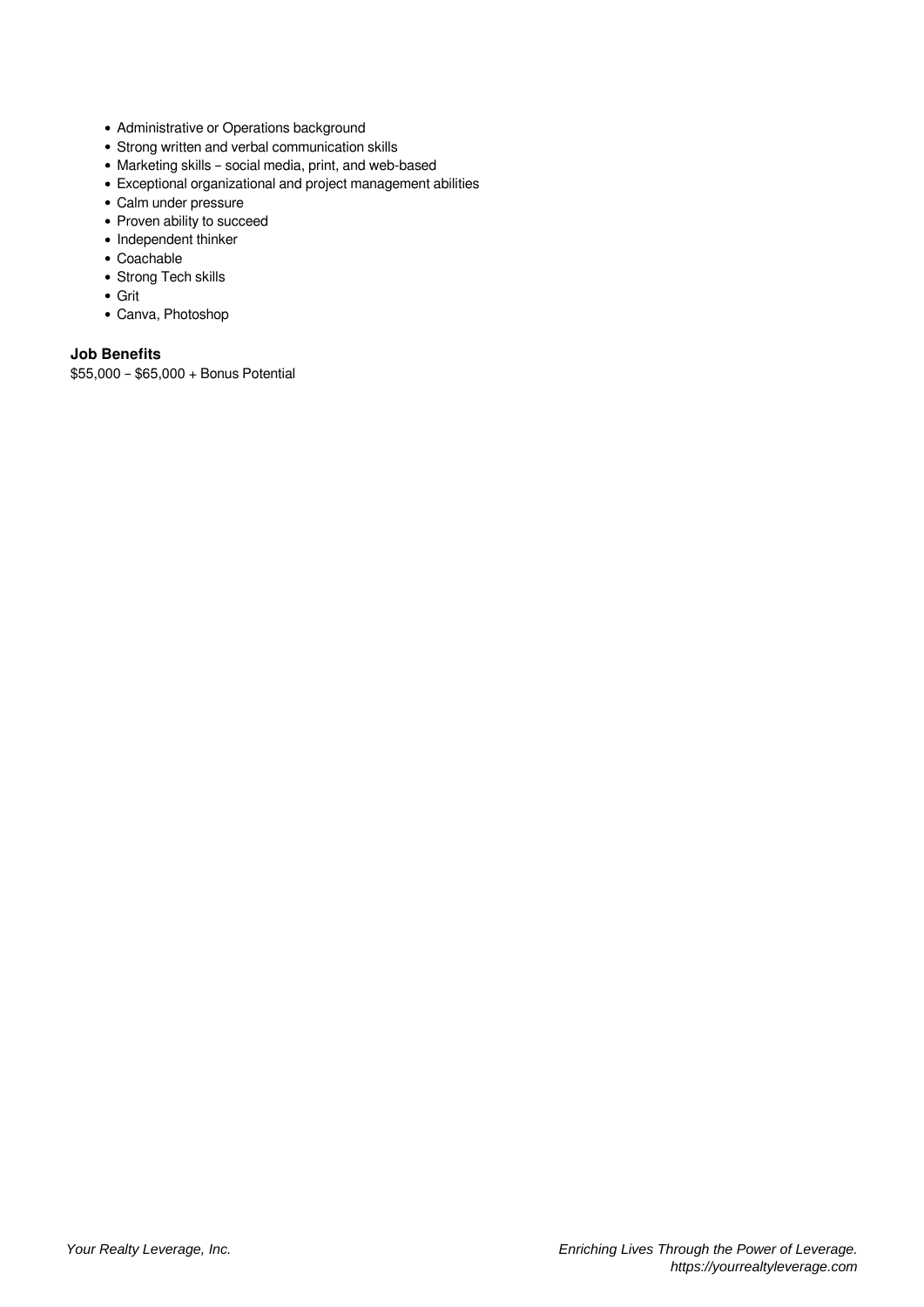- Administrative or Operations background
- Strong written and verbal communication skills
- Marketing skills – social media, print, and web-based
- Exceptional organizational and project management abilities
- Calm under pressure
- Proven ability to succeed
- Independent thinker
- Coachable
- Strong Tech skills
- Grit
- Canva, Photoshop

**Job Benefits**

$55,000 – $65,000 + Bonus Potential